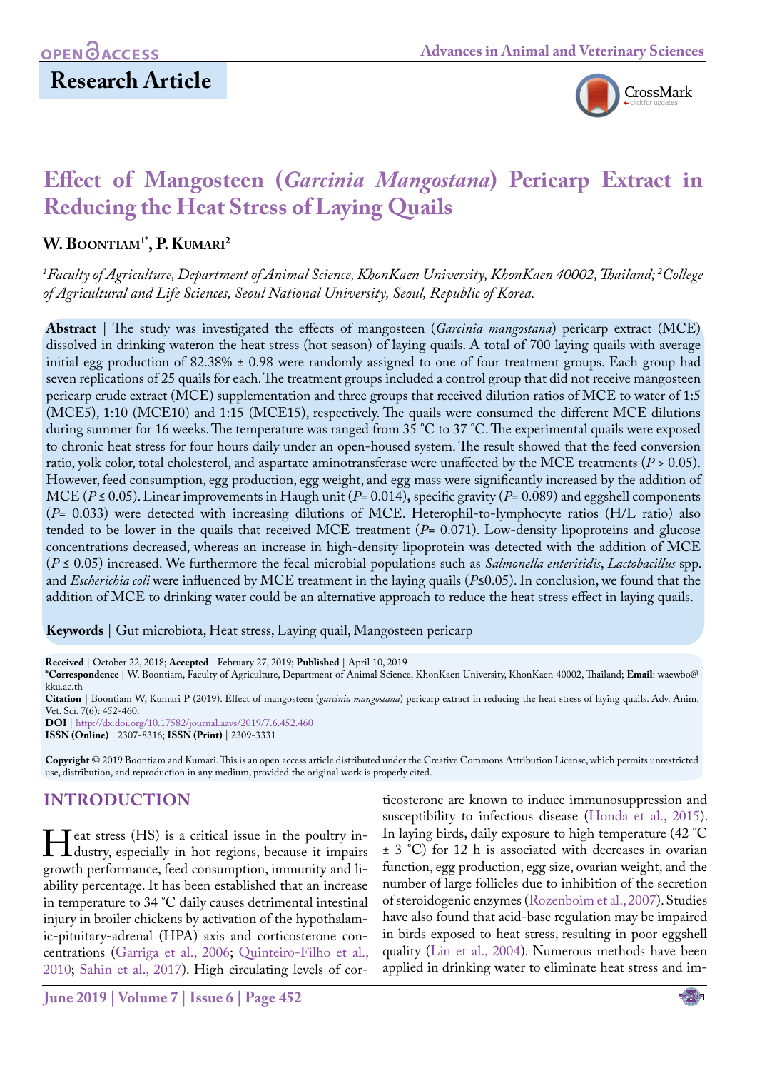**Research Article**

# Effect of Mangosteen (*Garcinia Mangostana*) Pericarp Extract in Reducing the Heat Stress of Laying Quails

**W. Boontiam[1*], P. Kumari[2]**

*[1]Faculty of Agriculture, Department of Animal Science, KhonKaen University, KhonKaen 40002, Thailand; [2]College of Agricultural and Life Sciences, Seoul National University, Seoul, Republic of Korea.*

**Abstract** | The study was investigated the effects of mangosteen (*Garcinia mangostana*) pericarp extract (MCE) dissolved in drinking wateron the heat stress (hot season) of laying quails. A total of 700 laying quails with average initial egg production of 82.38% ± 0.98 were randomly assigned to one of four treatment groups. Each group had seven replications of 25 quails for each. The treatment groups included a control group that did not receive mangosteen pericarp crude extract (MCE) supplementation and three groups that received dilution ratios of MCE to water of 1:5 (MCE5), 1:10 (MCE10) and 1:15 (MCE15), respectively. The quails were consumed the different MCE dilutions during summer for 16 weeks. The temperature was ranged from 35 ˚C to 37 ˚C. The experimental quails were exposed to chronic heat stress for four hours daily under an open-housed system. The result showed that the feed conversion ratio, yolk color, total cholesterol, and aspartate aminotransferase were unaffected by the MCE treatments ($P > 0.05$). However, feed consumption, egg production, egg weight, and egg mass were significantly increased by the addition of MCE ($P \leq 0.05$). Linear improvements in Haugh unit ($P = 0.014$), specific gravity ($P = 0.089$) and eggshell components ($P = 0.033$) were detected with increasing dilutions of MCE. Heterophil-to-lymphocyte ratios (H/L ratio) also tended to be lower in the quails that received MCE treatment ($P = 0.071$). Low-density lipoproteins and glucose concentrations decreased, whereas an increase in high-density lipoprotein was detected with the addition of MCE ($P \leq 0.05$) increased. We furthermore the fecal microbial populations such as *Salmonella enteritidis*, *Lactobacillus* spp. and *Escherichia coli* were influenced by MCE treatment in the laying quails ($P \leq 0.05$). In conclusion, we found that the addition of MCE to drinking water could be an alternative approach to reduce the heat stress effect in laying quails.

**Keywords** | Gut microbiota, Heat stress, Laying quail, Mangosteen pericarp

**Received** | October 22, 2018; **Accepted** | February 27, 2019; **Published** | April 10, 2019
**\*Correspondence** | W. Boontiam, Faculty of Agriculture, Department of Animal Science, KhonKaen University, KhonKaen 40002, Thailand; **Email**: waewbo@kku.ac.th
**Citation** | Boontiam W, Kumari P (2019). Effect of mangosteen (*garcinia mangostana*) pericarp extract in reducing the heat stress of laying quails. Adv. Anim. Vet. Sci. 7(6): 452-460.
**DOI** | http://dx.doi.org/10.17582/journal.aavs/2019/7.6.452.460
**ISSN (Online)** | 2307-8316; **ISSN (Print)** | 2309-3331

**Copyright** © 2019 Boontiam and Kumari. This is an open access article distributed under the Creative Commons Attribution License, which permits unrestricted use, distribution, and reproduction in any medium, provided the original work is properly cited.

## INTRODUCTION

Heat stress (HS) is a critical issue in the poultry industry, especially in hot regions, because it impairs growth performance, feed consumption, immunity and liability percentage. It has been established that an increase in temperature to 34 ˚C daily causes detrimental intestinal injury in broiler chickens by activation of the hypothalamic-pituitary-adrenal (HPA) axis and corticosterone concentrations (Garriga et al., 2006; Quinteiro-Filho et al., 2010; Sahin et al., 2017). High circulating levels of corticosterone are known to induce immunosuppression and susceptibility to infectious disease (Honda et al., 2015). In laying birds, daily exposure to high temperature (42 ˚C ± 3 ˚C) for 12 h is associated with decreases in ovarian function, egg production, egg size, ovarian weight, and the number of large follicles due to inhibition of the secretion of steroidogenic enzymes (Rozenboim et al., 2007). Studies have also found that acid-base regulation may be impaired in birds exposed to heat stress, resulting in poor eggshell quality (Lin et al., 2004). Numerous methods have been applied in drinking water to eliminate heat stress and im-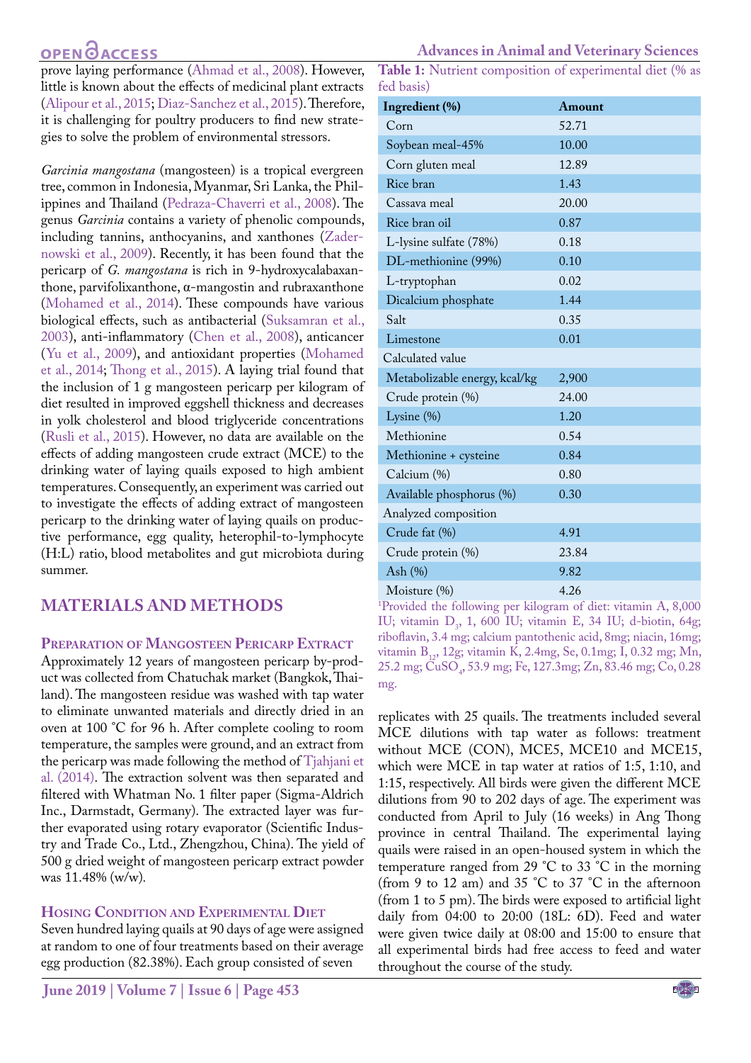prove laying performance (Ahmad et al., 2008). However, little is known about the effects of medicinal plant extracts (Alipour et al., 2015; Diaz-Sanchez et al., 2015). Therefore, it is challenging for poultry producers to find new strategies to solve the problem of environmental stressors.

*Garcinia mangostana* (mangosteen) is a tropical evergreen tree, common in Indonesia, Myanmar, Sri Lanka, the Philippines and Thailand (Pedraza-Chaverri et al., 2008). The genus *Garcinia* contains a variety of phenolic compounds, including tannins, anthocyanins, and xanthones (Zadernowski et al., 2009). Recently, it has been found that the pericarp of *G. mangostana* is rich in 9-hydroxycalabaxanthone, parvifolixanthone, α-mangostin and rubraxanthone (Mohamed et al., 2014). These compounds have various biological effects, such as antibacterial (Suksamran et al., 2003), anti-inflammatory (Chen et al., 2008), anticancer (Yu et al., 2009), and antioxidant properties (Mohamed et al., 2014; Thong et al., 2015). A laying trial found that the inclusion of 1 g mangosteen pericarp per kilogram of diet resulted in improved eggshell thickness and decreases in yolk cholesterol and blood triglyceride concentrations (Rusli et al., 2015). However, no data are available on the effects of adding mangosteen crude extract (MCE) to the drinking water of laying quails exposed to high ambient temperatures. Consequently, an experiment was carried out to investigate the effects of adding extract of mangosteen pericarp to the drinking water of laying quails on productive performance, egg quality, heterophil-to-lymphocyte (H:L) ratio, blood metabolites and gut microbiota during summer.

## MATERIALS AND METHODS

### Preparation of Mangosteen Pericarp Extract

Approximately 12 years of mangosteen pericarp by-product was collected from Chatuchak market (Bangkok, Thailand). The mangosteen residue was washed with tap water to eliminate unwanted materials and directly dried in an oven at 100 °C for 96 h. After complete cooling to room temperature, the samples were ground, and an extract from the pericarp was made following the method of Tjahjani et al. (2014). The extraction solvent was then separated and filtered with Whatman No. 1 filter paper (Sigma-Aldrich Inc., Darmstadt, Germany). The extracted layer was further evaporated using rotary evaporator (Scientific Industry and Trade Co., Ltd., Zhengzhou, China). The yield of 500 g dried weight of mangosteen pericarp extract powder was 11.48% (w/w).

### Hosing Condition and Experimental Diet

Seven hundred laying quails at 90 days of age were assigned at random to one of four treatments based on their average egg production (82.38%). Each group consisted of seven replicates with 25 quails. The treatments included several MCE dilutions with tap water as follows: treatment without MCE (CON), MCE5, MCE10 and MCE15, which were MCE in tap water at ratios of 1:5, 1:10, and 1:15, respectively. All birds were given the different MCE dilutions from 90 to 202 days of age. The experiment was conducted from April to July (16 weeks) in Ang Thong province in central Thailand. The experimental laying quails were raised in an open-housed system in which the temperature ranged from 29 °C to 33 °C in the morning (from 9 to 12 am) and 35 °C to 37 °C in the afternoon (from 1 to 5 pm). The birds were exposed to artificial light daily from 04:00 to 20:00 (18L: 6D). Feed and water were given twice daily at 08:00 and 15:00 to ensure that all experimental birds had free access to feed and water throughout the course of the study.

**Table 1:** Nutrient composition of experimental diet (% as fed basis)

| Ingredient (%) | Amount |
|---|---|
| Corn | 52.71 |
| Soybean meal-45% | 10.00 |
| Corn gluten meal | 12.89 |
| Rice bran | 1.43 |
| Cassava meal | 20.00 |
| Rice bran oil | 0.87 |
| L-lysine sulfate (78%) | 0.18 |
| DL-methionine (99%) | 0.10 |
| L-tryptophan | 0.02 |
| Dicalcium phosphate | 1.44 |
| Salt | 0.35 |
| Limestone | 0.01 |
| Calculated value | |
| Metabolizable energy, kcal/kg | 2,900 |
| Crude protein (%) | 24.00 |
| Lysine (%) | 1.20 |
| Methionine | 0.54 |
| Methionine + cysteine | 0.84 |
| Calcium (%) | 0.80 |
| Available phosphorus (%) | 0.30 |
| Analyzed composition | |
| Crude fat (%) | 4.91 |
| Crude protein (%) | 23.84 |
| Ash (%) | 9.82 |
| Moisture (%) | 4.26 |

[1]Provided the following per kilogram of diet: vitamin A, 8,000 IU; vitamin $D_3$, 1, 600 IU; vitamin E, 34 IU; d-biotin, 64g; riboflavin, 3.4 mg; calcium pantothenic acid, 8mg; niacin, 16mg; vitamin $B_{12}$, 12g; vitamin K, 2.4mg, Se, 0.1mg; I, 0.32 mg; Mn, 25.2 mg; $CuSO_4$, 53.9 mg; Fe, 127.3mg; Zn, 83.46 mg; Co, 0.28 mg.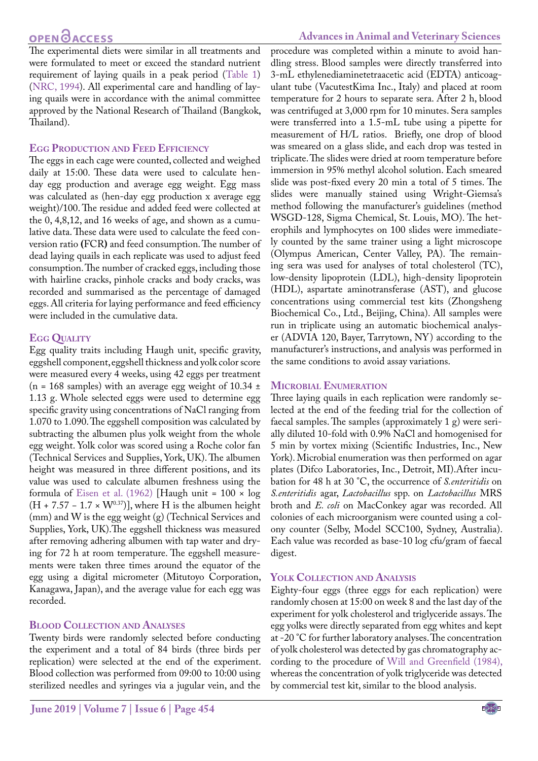The experimental diets were similar in all treatments and were formulated to meet or exceed the standard nutrient requirement of laying quails in a peak period (Table 1) (NRC, 1994). All experimental care and handling of laying quails were in accordance with the animal committee approved by the National Research of Thailand (Bangkok, Thailand).

## Egg Production and Feed Efficiency

The eggs in each cage were counted, collected and weighed daily at 15:00. These data were used to calculate hen-day egg production and average egg weight. Egg mass was calculated as (hen-day egg production x average egg weight)/100. The residue and added feed were collected at the 0, 4,8,12, and 16 weeks of age, and shown as a cumulative data. These data were used to calculate the feed conversion ratio **(**FCR**)** and feed consumption. The number of dead laying quails in each replicate was used to adjust feed consumption. The number of cracked eggs, including those with hairline cracks, pinhole cracks and body cracks, was recorded and summarised as the percentage of damaged eggs. All criteria for laying performance and feed efficiency were included in the cumulative data.

## Egg Quality

Egg quality traits including Haugh unit, specific gravity, eggshell component, eggshell thickness and yolk color score were measured every 4 weeks, using 42 eggs per treatment (n = 168 samples) with an average egg weight of 10.34 ± 1.13 g. Whole selected eggs were used to determine egg specific gravity using concentrations of NaCl ranging from 1.070 to 1.090. The eggshell composition was calculated by subtracting the albumen plus yolk weight from the whole egg weight. Yolk color was scored using a Roche color fan (Technical Services and Supplies, York, UK). The albumen height was measured in three different positions, and its value was used to calculate albumen freshness using the formula of Eisen et al. (1962) [Haugh unit = $100 \times \log (H + 7.57 - 1.7 \times W^{0.37})$], where H is the albumen height (mm) and W is the egg weight (g) (Technical Services and Supplies, York, UK).The eggshell thickness was measured after removing adhering albumen with tap water and drying for 72 h at room temperature. The eggshell measurements were taken three times around the equator of the egg using a digital micrometer (Mitutoyo Corporation, Kanagawa, Japan), and the average value for each egg was recorded.

## Blood Collection and Analyses

Twenty birds were randomly selected before conducting the experiment and a total of 84 birds (three birds per replication) were selected at the end of the experiment. Blood collection was performed from 09:00 to 10:00 using sterilized needles and syringes via a jugular vein, and the procedure was completed within a minute to avoid handling stress. Blood samples were directly transferred into 3-mL ethylenediaminetetraacetic acid (EDTA) anticoagulant tube (VacutestKima Inc., Italy) and placed at room temperature for 2 hours to separate sera. After 2 h, blood was centrifuged at 3,000 rpm for 10 minutes. Sera samples were transferred into a 1.5-mL tube using a pipette for measurement of H/L ratios. Briefly, one drop of blood was smeared on a glass slide, and each drop was tested in triplicate. The slides were dried at room temperature before immersion in 95% methyl alcohol solution. Each smeared slide was post-fixed every 20 min a total of 5 times. The slides were manually stained using Wright-Giemsa's method following the manufacturer's guidelines (method WSGD-128, Sigma Chemical, St. Louis, MO). The heterophils and lymphocytes on 100 slides were immediately counted by the same trainer using a light microscope (Olympus American, Center Valley, PA). The remaining sera was used for analyses of total cholesterol (TC), low-density lipoprotein (LDL), high-density lipoprotein (HDL), aspartate aminotransferase (AST), and glucose concentrations using commercial test kits (Zhongsheng Biochemical Co., Ltd., Beijing, China). All samples were run in triplicate using an automatic biochemical analyser (ADVIA 120, Bayer, Tarrytown, NY) according to the manufacturer's instructions, and analysis was performed in the same conditions to avoid assay variations.

## Microbial Enumeration

Three laying quails in each replication were randomly selected at the end of the feeding trial for the collection of faecal samples. The samples (approximately 1 g) were serially diluted 10-fold with 0.9% NaCl and homogenised for 5 min by vortex mixing (Scientific Industries, Inc., New York). Microbial enumeration was then performed on agar plates (Difco Laboratories, Inc., Detroit, MI).After incubation for 48 h at 30 °C, the occurrence of *S.enteritidis* on *S.enteritidis* agar, *Lactobacillus* spp. on *Lactobacillus* MRS broth and *E. coli* on MacConkey agar was recorded. All colonies of each microorganism were counted using a colony counter (Selby, Model SCC100, Sydney, Australia). Each value was recorded as base-10 log cfu/gram of faecal digest.

## Yolk Collection and Analysis

Eighty-four eggs (three eggs for each replication) were randomly chosen at 15:00 on week 8 and the last day of the experiment for yolk cholesterol and triglyceride assays. The egg yolks were directly separated from egg whites and kept at -20 °C for further laboratory analyses. The concentration of yolk cholesterol was detected by gas chromatography according to the procedure of Will and Greenfield (1984), whereas the concentration of yolk triglyceride was detected by commercial test kit, similar to the blood analysis.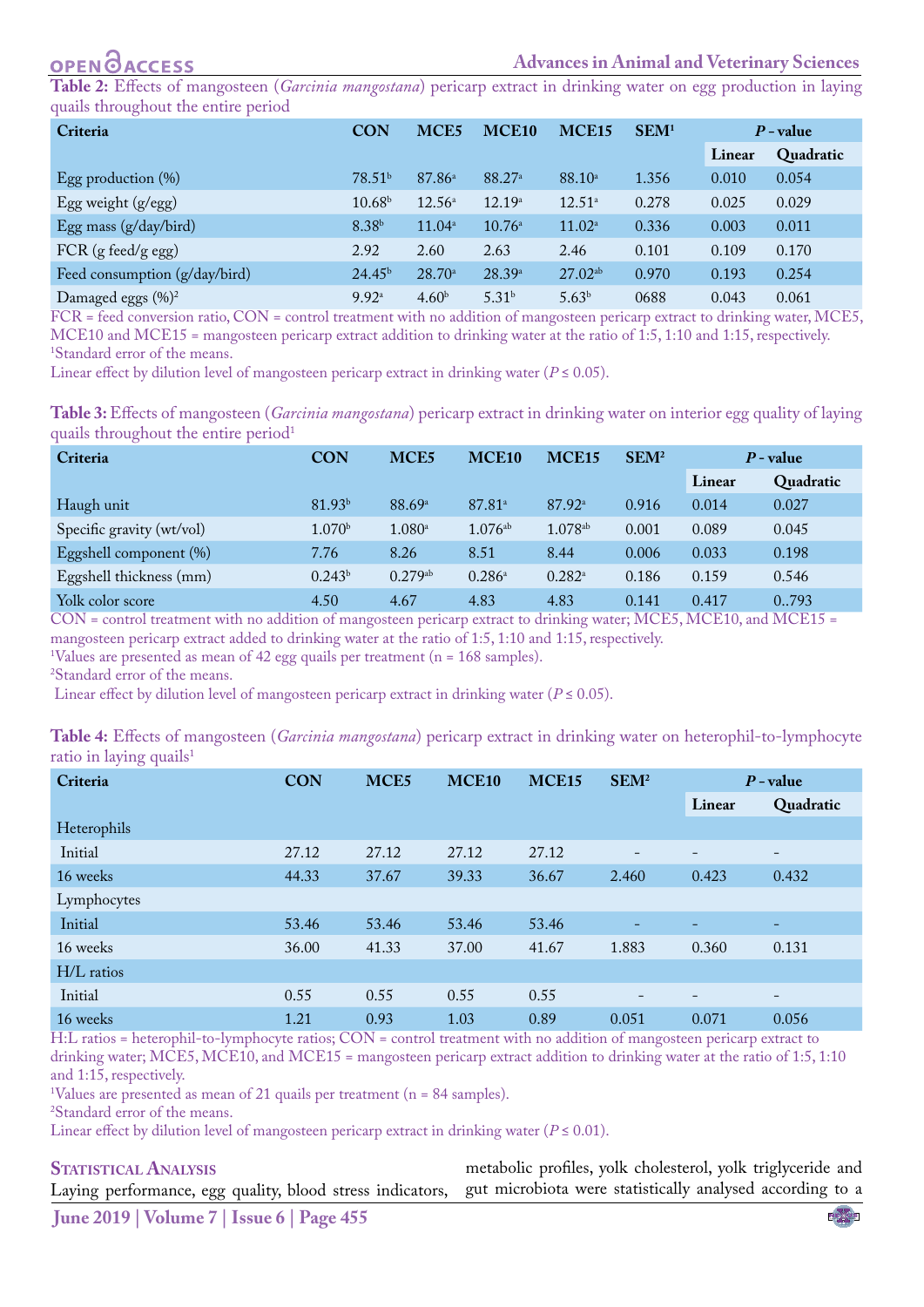**Table 2:** Effects of mangosteen (*Garcinia mangostana*) pericarp extract in drinking water on egg production in laying quails throughout the entire period

| Criteria | CON | MCE5 | MCE10 | MCE15 | SEM[1] | *P* - value | |
|---|---|---|---|---|---|---|---|
| | | | | | | Linear | Quadratic |
| Egg production (%) | 78.51[b] | 87.86[a] | 88.27[a] | 88.10[a] | 1.356 | 0.010 | 0.054 |
| Egg weight (g/egg) | 10.68[b] | 12.56[a] | 12.19[a] | 12.51[a] | 0.278 | 0.025 | 0.029 |
| Egg mass (g/day/bird) | 8.38[b] | 11.04[a] | 10.76[a] | 11.02[a] | 0.336 | 0.003 | 0.011 |
| FCR (g feed/g egg) | 2.92 | 2.60 | 2.63 | 2.46 | 0.101 | 0.109 | 0.170 |
| Feed consumption (g/day/bird) | 24.45[b] | 28.70[a] | 28.39[a] | 27.02[ab] | 0.970 | 0.193 | 0.254 |
| Damaged eggs (%)[2] | 9.92[a] | 4.60[b] | 5.31[b] | 5.63[b] | 0688 | 0.043 | 0.061 |

FCR = feed conversion ratio, CON = control treatment with no addition of mangosteen pericarp extract to drinking water, MCE5, MCE10 and MCE15 = mangosteen pericarp extract addition to drinking water at the ratio of 1:5, 1:10 and 1:15, respectively.
[1]Standard error of the means.
Linear effect by dilution level of mangosteen pericarp extract in drinking water ($P \leq 0.05$).

**Table 3:** Effects of mangosteen (*Garcinia mangostana*) pericarp extract in drinking water on interior egg quality of laying quails throughout the entire period[1]

| Criteria | CON | MCE5 | MCE10 | MCE15 | SEM[2] | *P* - value | |
|---|---|---|---|---|---|---|---|
| | | | | | | Linear | Quadratic |
| Haugh unit | 81.93[b] | 88.69[a] | 87.81[a] | 87.92[a] | 0.916 | 0.014 | 0.027 |
| Specific gravity (wt/vol) | 1.070[b] | 1.080[a] | 1.076[ab] | 1.078[ab] | 0.001 | 0.089 | 0.045 |
| Eggshell component (%) | 7.76 | 8.26 | 8.51 | 8.44 | 0.006 | 0.033 | 0.198 |
| Eggshell thickness (mm) | 0.243[b] | 0.279[ab] | 0.286[a] | 0.282[a] | 0.186 | 0.159 | 0.546 |
| Yolk color score | 4.50 | 4.67 | 4.83 | 4.83 | 0.141 | 0.417 | 0..793 |

CON = control treatment with no addition of mangosteen pericarp extract to drinking water; MCE5, MCE10, and MCE15 = mangosteen pericarp extract added to drinking water at the ratio of 1:5, 1:10 and 1:15, respectively.
[1]Values are presented as mean of 42 egg quails per treatment (n = 168 samples).
[2]Standard error of the means.
Linear effect by dilution level of mangosteen pericarp extract in drinking water ($P \leq 0.05$).

**Table 4:** Effects of mangosteen (*Garcinia mangostana*) pericarp extract in drinking water on heterophil-to-lymphocyte ratio in laying quails[1]

| Criteria | CON | MCE5 | MCE10 | MCE15 | SEM[2] | *P* - value | |
|---|---|---|---|---|---|---|---|
| | | | | | | Linear | Quadratic |
| Heterophils | | | | | | | |
| Initial | 27.12 | 27.12 | 27.12 | 27.12 | - | - | - |
| 16 weeks | 44.33 | 37.67 | 39.33 | 36.67 | 2.460 | 0.423 | 0.432 |
| Lymphocytes | | | | | | | |
| Initial | 53.46 | 53.46 | 53.46 | 53.46 | - | - | - |
| 16 weeks | 36.00 | 41.33 | 37.00 | 41.67 | 1.883 | 0.360 | 0.131 |
| H/L ratios | | | | | | | |
| Initial | 0.55 | 0.55 | 0.55 | 0.55 | - | - | - |
| 16 weeks | 1.21 | 0.93 | 1.03 | 0.89 | 0.051 | 0.071 | 0.056 |

H:L ratios = heterophil-to-lymphocyte ratios; CON = control treatment with no addition of mangosteen pericarp extract to drinking water; MCE5, MCE10, and MCE15 = mangosteen pericarp extract addition to drinking water at the ratio of 1:5, 1:10 and 1:15, respectively.
[1]Values are presented as mean of 21 quails per treatment (n = 84 samples).
[2]Standard error of the means.
Linear effect by dilution level of mangosteen pericarp extract in drinking water ($P \leq 0.01$).

## Statistical Analysis

Laying performance, egg quality, blood stress indicators, metabolic profiles, yolk cholesterol, yolk triglyceride and gut microbiota were statistically analysed according to a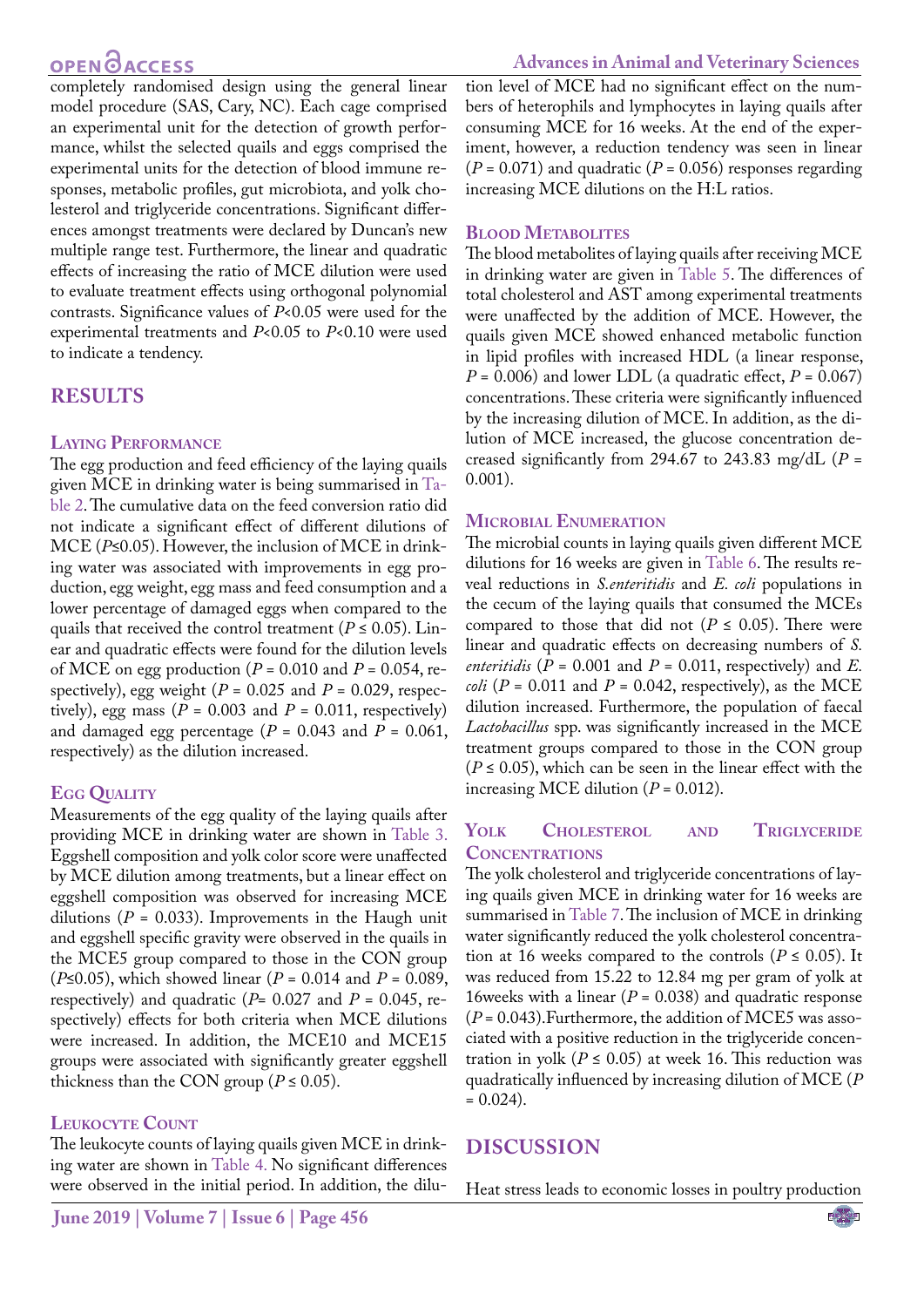completely randomised design using the general linear model procedure (SAS, Cary, NC). Each cage comprised an experimental unit for the detection of growth performance, whilst the selected quails and eggs comprised the experimental units for the detection of blood immune responses, metabolic profiles, gut microbiota, and yolk cholesterol and triglyceride concentrations. Significant differences amongst treatments were declared by Duncan's new multiple range test. Furthermore, the linear and quadratic effects of increasing the ratio of MCE dilution were used to evaluate treatment effects using orthogonal polynomial contrasts. Significance values of $P$<0.05 were used for the experimental treatments and $P$<0.05 to $P$<0.10 were used to indicate a tendency.

## RESULTS

### Laying Performance

The egg production and feed efficiency of the laying quails given MCE in drinking water is being summarised in Table 2. The cumulative data on the feed conversion ratio did not indicate a significant effect of different dilutions of MCE ($P \leq 0.05$). However, the inclusion of MCE in drinking water was associated with improvements in egg production, egg weight, egg mass and feed consumption and a lower percentage of damaged eggs when compared to the quails that received the control treatment ($P \leq 0.05$). Linear and quadratic effects were found for the dilution levels of MCE on egg production ($P$ = 0.010 and $P$ = 0.054, respectively), egg weight ($P$ = 0.025 and $P$ = 0.029, respectively), egg mass ($P$ = 0.003 and $P$ = 0.011, respectively) and damaged egg percentage ($P$ = 0.043 and $P$ = 0.061, respectively) as the dilution increased.

### Egg Quality

Measurements of the egg quality of the laying quails after providing MCE in drinking water are shown in Table 3. Eggshell composition and yolk color score were unaffected by MCE dilution among treatments, but a linear effect on eggshell composition was observed for increasing MCE dilutions ($P$ = 0.033). Improvements in the Haugh unit and eggshell specific gravity were observed in the quails in the MCE5 group compared to those in the CON group ($P \leq 0.05$), which showed linear ($P$ = 0.014 and $P$ = 0.089, respectively) and quadratic ($P$= 0.027 and $P$ = 0.045, respectively) effects for both criteria when MCE dilutions were increased. In addition, the MCE10 and MCE15 groups were associated with significantly greater eggshell thickness than the CON group ($P \leq 0.05$).

### Leukocyte Count

The leukocyte counts of laying quails given MCE in drinking water are shown in Table 4. No significant differences were observed in the initial period. In addition, the dilution level of MCE had no significant effect on the numbers of heterophils and lymphocytes in laying quails after consuming MCE for 16 weeks. At the end of the experiment, however, a reduction tendency was seen in linear ($P$ = 0.071) and quadratic ($P$ = 0.056) responses regarding increasing MCE dilutions on the H:L ratios.

### Blood Metabolites

The blood metabolites of laying quails after receiving MCE in drinking water are given in Table 5. The differences of total cholesterol and AST among experimental treatments were unaffected by the addition of MCE. However, the quails given MCE showed enhanced metabolic function in lipid profiles with increased HDL (a linear response, $P$ = 0.006) and lower LDL (a quadratic effect, $P$ = 0.067) concentrations. These criteria were significantly influenced by the increasing dilution of MCE. In addition, as the dilution of MCE increased, the glucose concentration decreased significantly from 294.67 to 243.83 mg/dL ($P$ = 0.001).

### Microbial Enumeration

The microbial counts in laying quails given different MCE dilutions for 16 weeks are given in Table 6. The results reveal reductions in *S.enteritidis* and *E. coli* populations in the cecum of the laying quails that consumed the MCEs compared to those that did not ($P \leq 0.05$). There were linear and quadratic effects on decreasing numbers of *S. enteritidis* ($P$ = 0.001 and $P$ = 0.011, respectively) and *E. coli* ($P$ = 0.011 and $P$ = 0.042, respectively), as the MCE dilution increased. Furthermore, the population of faecal *Lactobacillus* spp. was significantly increased in the MCE treatment groups compared to those in the CON group ($P \leq 0.05$), which can be seen in the linear effect with the increasing MCE dilution ($P$ = 0.012).

### Yolk Cholesterol and Triglyceride Concentrations

The yolk cholesterol and triglyceride concentrations of laying quails given MCE in drinking water for 16 weeks are summarised in Table 7. The inclusion of MCE in drinking water significantly reduced the yolk cholesterol concentration at 16 weeks compared to the controls ($P \leq 0.05$). It was reduced from 15.22 to 12.84 mg per gram of yolk at 16weeks with a linear ($P$ = 0.038) and quadratic response ($P$ = 0.043).Furthermore, the addition of MCE5 was associated with a positive reduction in the triglyceride concentration in yolk ($P \leq 0.05$) at week 16. This reduction was quadratically influenced by increasing dilution of MCE ($P$ = 0.024).

## DISCUSSION

Heat stress leads to economic losses in poultry production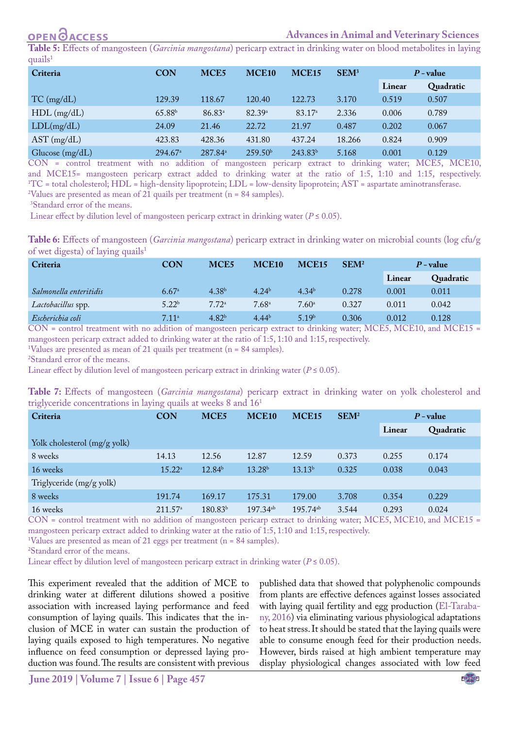**Table 5:** Effects of mangosteen (*Garcinia mangostana*) pericarp extract in drinking water on blood metabolites in laying quails[1]

| Criteria | CON | MCE5 | MCE10 | MCE15 | SEM[3] | *P* - value | |
|---|---|---|---|---|---|---|---|
| | | | | | | Linear | Quadratic |
| TC (mg/dL) | 129.39 | 118.67 | 120.40 | 122.73 | 3.170 | 0.519 | 0.507 |
| HDL (mg/dL) | 65.88[b] | 86.83[a] | 82.39[a] | 83.17[a] | 2.336 | 0.006 | 0.789 |
| LDL(mg/dL) | 24.09 | 21.46 | 22.72 | 21.97 | 0.487 | 0.202 | 0.067 |
| AST (mg/dL) | 423.83 | 428.36 | 431.80 | 437.24 | 18.266 | 0.824 | 0.909 |
| Glucose (mg/dL) | 294.67[a] | 287.84[a] | 259.50[b] | 243.83[b] | 5.168 | 0.001 | 0.129 |

CON = control treatment with no addition of mangosteen pericarp extract to drinking water; MCE5, MCE10, and MCE15= mangosteen pericarp extract added to drinking water at the ratio of 1:5, 1:10 and 1:15, respectively.
[1]TC = total cholesterol; HDL = high-density lipoprotein; LDL = low-density lipoprotein; AST = aspartate aminotransferase.
[2]Values are presented as mean of 21 quails per treatment (n = 84 samples).
[3]Standard error of the means.
Linear effect by dilution level of mangosteen pericarp extract in drinking water ($P \leq 0.05$).

**Table 6:** Effects of mangosteen (*Garcinia mangostana*) pericarp extract in drinking water on microbial counts (log cfu/g of wet digesta) of laying quails[1]

| Criteria | CON | MCE5 | MCE10 | MCE15 | SEM[2] | *P* - value | |
|---|---|---|---|---|---|---|---|
| | | | | | | Linear | Quadratic |
| *Salmonella enteritidis* | 6.67[a] | 4.38[b] | 4.24[b] | 4.34[b] | 0.278 | 0.001 | 0.011 |
| *Lactobacillus* spp. | 5.22[b] | 7.72[a] | 7.68[a] | 7.60[a] | 0.327 | 0.011 | 0.042 |
| *Escherichia coli* | 7.11[a] | 4.82[b] | 4.44[b] | 5.19[b] | 0.306 | 0.012 | 0.128 |

CON = control treatment with no addition of mangosteen pericarp extract to drinking water; MCE5, MCE10, and MCE15 = mangosteen pericarp extract added to drinking water at the ratio of 1:5, 1:10 and 1:15, respectively.
[1]Values are presented as mean of 21 quails per treatment (n = 84 samples).
[2]Standard error of the means.
Linear effect by dilution level of mangosteen pericarp extract in drinking water ($P \leq 0.05$).

**Table 7:** Effects of mangosteen (*Garcinia mangostana*) pericarp extract in drinking water on yolk cholesterol and triglyceride concentrations in laying quails at weeks 8 and 16[1]

| Criteria | CON | MCE5 | MCE10 | MCE15 | SEM[2] | *P* - value | |
|---|---|---|---|---|---|---|---|
| | | | | | | Linear | Quadratic |
| Yolk cholesterol (mg/g yolk) | | | | | | | |
| 8 weeks | 14.13 | 12.56 | 12.87 | 12.59 | 0.373 | 0.255 | 0.174 |
| 16 weeks | 15.22[a] | 12.84[b] | 13.28[b] | 13.13[b] | 0.325 | 0.038 | 0.043 |
| Triglyceride (mg/g yolk) | | | | | | | |
| 8 weeks | 191.74 | 169.17 | 175.31 | 179.00 | 3.708 | 0.354 | 0.229 |
| 16 weeks | 211.57[a] | 180.83[b] | 197.34[ab] | 195.74[ab] | 3.544 | 0.293 | 0.024 |

CON = control treatment with no addition of mangosteen pericarp extract to drinking water; MCE5, MCE10, and MCE15 = mangosteen pericarp extract added to drinking water at the ratio of 1:5, 1:10 and 1:15, respectively.
[1]Values are presented as mean of 21 eggs per treatment (n = 84 samples).
[2]Standard error of the means.
Linear effect by dilution level of mangosteen pericarp extract in drinking water ($P \leq 0.05$).

This experiment revealed that the addition of MCE to drinking water at different dilutions showed a positive association with increased laying performance and feed consumption of laying quails. This indicates that the inclusion of MCE in water can sustain the production of laying quails exposed to high temperatures. No negative influence on feed consumption or depressed laying production was found. The results are consistent with previous published data that showed that polyphenolic compounds from plants are effective defences against losses associated with laying quail fertility and egg production (El-Tarabany, 2016) via eliminating various physiological adaptations to heat stress. It should be stated that the laying quails were able to consume enough feed for their production needs. However, birds raised at high ambient temperature may display physiological changes associated with low feed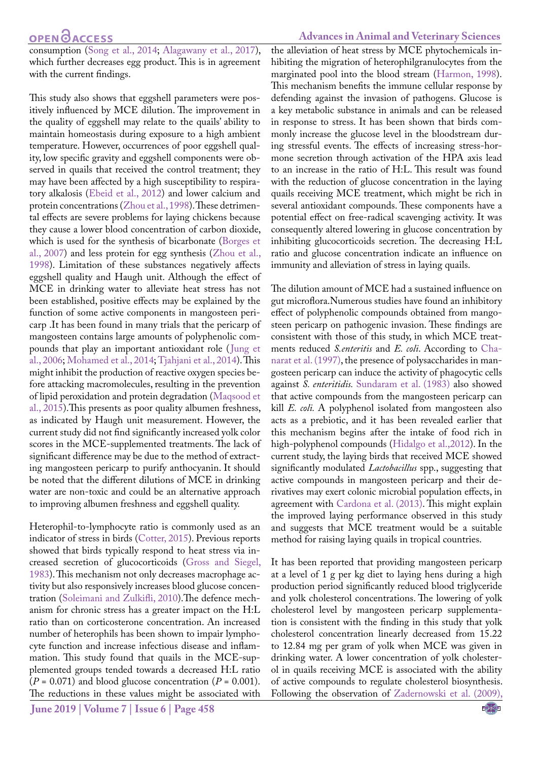consumption (Song et al., 2014; Alagawany et al., 2017), which further decreases egg product. This is in agreement with the current findings.

This study also shows that eggshell parameters were positively influenced by MCE dilution. The improvement in the quality of eggshell may relate to the quails' ability to maintain homeostasis during exposure to a high ambient temperature. However, occurrences of poor eggshell quality, low specific gravity and eggshell components were observed in quails that received the control treatment; they may have been affected by a high susceptibility to respiratory alkalosis (Ebeid et al., 2012) and lower calcium and protein concentrations (Zhou et al., 1998). These detrimental effects are severe problems for laying chickens because they cause a lower blood concentration of carbon dioxide, which is used for the synthesis of bicarbonate (Borges et al., 2007) and less protein for egg synthesis (Zhou et al., 1998). Limitation of these substances negatively affects eggshell quality and Haugh unit. Although the effect of MCE in drinking water to alleviate heat stress has not been established, positive effects may be explained by the function of some active components in mangosteen pericarp .It has been found in many trials that the pericarp of mangosteen contains large amounts of polyphenolic compounds that play an important antioxidant role (Jung et al., 2006; Mohamed et al., 2014; Tjahjani et al., 2014). This might inhibit the production of reactive oxygen species before attacking macromolecules, resulting in the prevention of lipid peroxidation and protein degradation (Maqsood et al., 2015). This presents as poor quality albumen freshness, as indicated by Haugh unit measurement. However, the current study did not find significantly increased yolk color scores in the MCE-supplemented treatments. The lack of significant difference may be due to the method of extracting mangosteen pericarp to purify anthocyanin. It should be noted that the different dilutions of MCE in drinking water are non-toxic and could be an alternative approach to improving albumen freshness and eggshell quality.

Heterophil-to-lymphocyte ratio is commonly used as an indicator of stress in birds (Cotter, 2015). Previous reports showed that birds typically respond to heat stress via increased secretion of glucocorticoids (Gross and Siegel, 1983). This mechanism not only decreases macrophage activity but also responsively increases blood glucose concentration (Soleimani and Zulkifli, 2010). The defence mechanism for chronic stress has a greater impact on the H:L ratio than on corticosterone concentration. An increased number of heterophils has been shown to impair lymphocyte function and increase infectious disease and inflammation. This study found that quails in the MCE-supplemented groups tended towards a decreased H:L ratio ($P$ = 0.071) and blood glucose concentration ($P$ = 0.001). The reductions in these values might be associated with the alleviation of heat stress by MCE phytochemicals inhibiting the migration of heterophilgranulocytes from the marginated pool into the blood stream (Harmon, 1998). This mechanism benefits the immune cellular response by defending against the invasion of pathogens. Glucose is a key metabolic substance in animals and can be released in response to stress. It has been shown that birds commonly increase the glucose level in the bloodstream during stressful events. The effects of increasing stress-hormone secretion through activation of the HPA axis lead to an increase in the ratio of H:L. This result was found with the reduction of glucose concentration in the laying quails receiving MCE treatment, which might be rich in several antioxidant compounds. These components have a potential effect on free-radical scavenging activity. It was consequently altered lowering in glucose concentration by inhibiting glucocorticoids secretion. The decreasing H:L ratio and glucose concentration indicate an influence on immunity and alleviation of stress in laying quails.

The dilution amount of MCE had a sustained influence on gut microflora.Numerous studies have found an inhibitory effect of polyphenolic compounds obtained from mangosteen pericarp on pathogenic invasion. These findings are consistent with those of this study, in which MCE treatments reduced *S.enteritis* and *E. coli*. According to Chanarat et al. (1997), the presence of polysaccharides in mangosteen pericarp can induce the activity of phagocytic cells against *S. enteritidis.* Sundaram et al. (1983) also showed that active compounds from the mangosteen pericarp can kill *E. coli.* A polyphenol isolated from mangosteen also acts as a prebiotic, and it has been revealed earlier that this mechanism begins after the intake of food rich in high-polyphenol compounds (Hidalgo et al.,2012). In the current study, the laying birds that received MCE showed significantly modulated *Lactobacillus* spp., suggesting that active compounds in mangosteen pericarp and their derivatives may exert colonic microbial population effects, in agreement with Cardona et al. (2013). This might explain the improved laying performance observed in this study and suggests that MCE treatment would be a suitable method for raising laying quails in tropical countries.

It has been reported that providing mangosteen pericarp at a level of 1 g per kg diet to laying hens during a high production period significantly reduced blood triglyceride and yolk cholesterol concentrations. The lowering of yolk cholesterol level by mangosteen pericarp supplementation is consistent with the finding in this study that yolk cholesterol concentration linearly decreased from 15.22 to 12.84 mg per gram of yolk when MCE was given in drinking water. A lower concentration of yolk cholesterol in quails receiving MCE is associated with the ability of active compounds to regulate cholesterol biosynthesis. Following the observation of Zadernowski et al. (2009),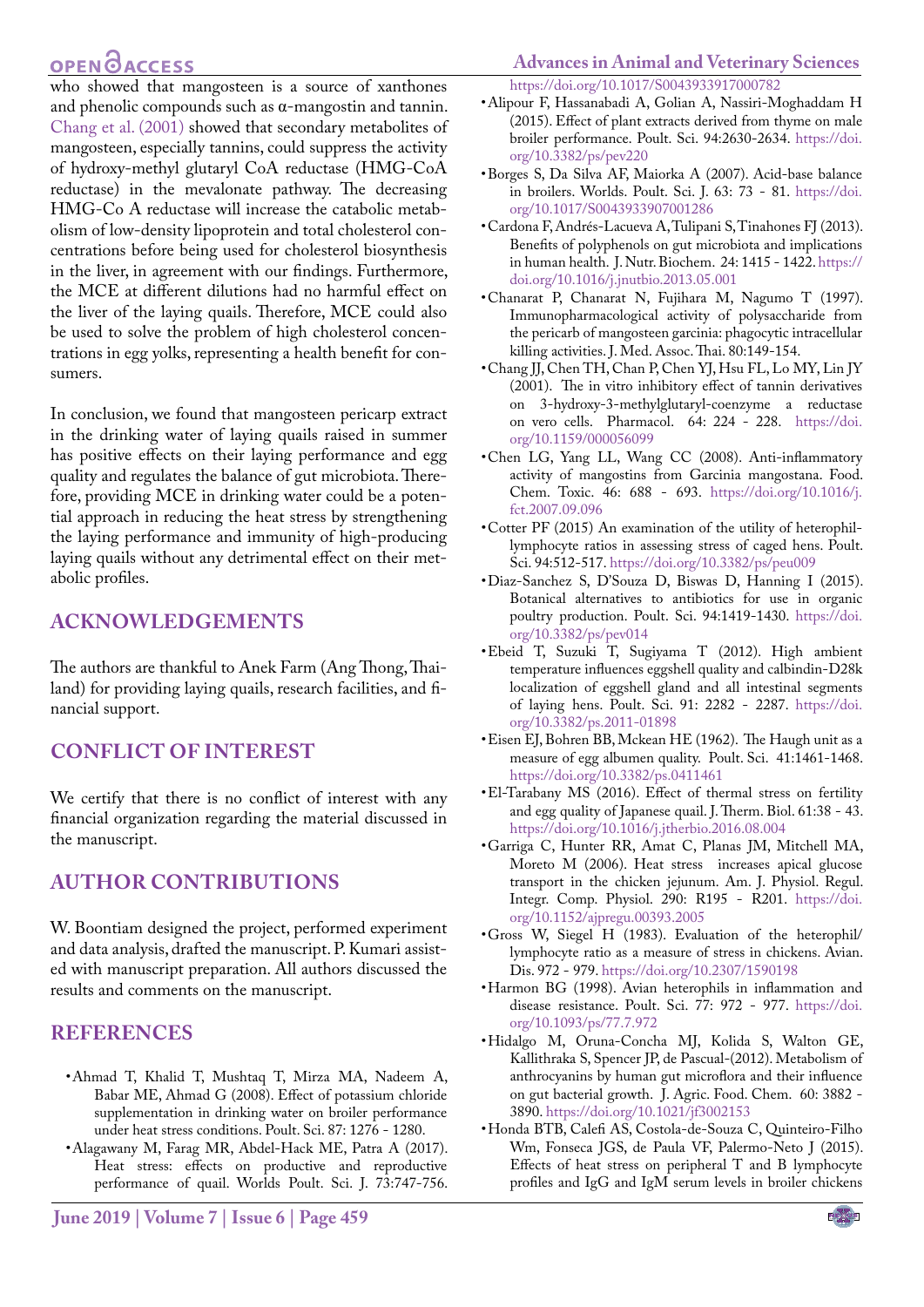who showed that mangosteen is a source of xanthones and phenolic compounds such as α-mangostin and tannin. Chang et al. (2001) showed that secondary metabolites of mangosteen, especially tannins, could suppress the activity of hydroxy-methyl glutaryl CoA reductase (HMG-CoA reductase) in the mevalonate pathway. The decreasing HMG-Co A reductase will increase the catabolic metabolism of low-density lipoprotein and total cholesterol concentrations before being used for cholesterol biosynthesis in the liver, in agreement with our findings. Furthermore, the MCE at different dilutions had no harmful effect on the liver of the laying quails. Therefore, MCE could also be used to solve the problem of high cholesterol concentrations in egg yolks, representing a health benefit for consumers.

In conclusion, we found that mangosteen pericarp extract in the drinking water of laying quails raised in summer has positive effects on their laying performance and egg quality and regulates the balance of gut microbiota. Therefore, providing MCE in drinking water could be a potential approach in reducing the heat stress by strengthening the laying performance and immunity of high-producing laying quails without any detrimental effect on their metabolic profiles.

## ACKNOWLEDGEMENTS

The authors are thankful to Anek Farm (Ang Thong, Thailand) for providing laying quails, research facilities, and financial support.

## CONFLICT OF INTEREST

We certify that there is no conflict of interest with any financial organization regarding the material discussed in the manuscript.

## AUTHOR CONTRIBUTIONS

W. Boontiam designed the project, performed experiment and data analysis, drafted the manuscript. P. Kumari assisted with manuscript preparation. All authors discussed the results and comments on the manuscript.

## REFERENCES

- Ahmad T, Khalid T, Mushtaq T, Mirza MA, Nadeem A, Babar ME, Ahmad G (2008). Effect of potassium chloride supplementation in drinking water on broiler performance under heat stress conditions. Poult. Sci. 87: 1276 - 1280.
- Alagawany M, Farag MR, Abdel-Hack ME, Patra A (2017). Heat stress: effects on productive and reproductive performance of quail. Worlds Poult. Sci. J. 73:747-756. https://doi.org/10.1017/S0043933917000782
- Alipour F, Hassanabadi A, Golian A, Nassiri-Moghaddam H (2015). Effect of plant extracts derived from thyme on male broiler performance. Poult. Sci. 94:2630-2634. https://doi.org/10.3382/ps/pev220
- Borges S, Da Silva AF, Maiorka A (2007). Acid-base balance in broilers. Worlds. Poult. Sci. J. 63: 73 - 81. https://doi.org/10.1017/S0043933907001286
- Cardona F, Andrés-Lacueva A, Tulipani S, Tinahones FJ (2013). Benefits of polyphenols on gut microbiota and implications in human health. J. Nutr. Biochem. 24: 1415 - 1422. https://doi.org/10.1016/j.jnutbio.2013.05.001
- Chanarat P, Chanarat N, Fujihara M, Nagumo T (1997). Immunopharmacological activity of polysaccharide from the pericarb of mangosteen garcinia: phagocytic intracellular killing activities. J. Med. Assoc. Thai. 80:149-154.
- Chang JJ, Chen TH, Chan P, Chen YJ, Hsu FL, Lo MY, Lin JY (2001). The in vitro inhibitory effect of tannin derivatives on 3-hydroxy-3-methylglutaryl-coenzyme a reductase on vero cells. Pharmacol. 64: 224 - 228. https://doi.org/10.1159/000056099
- Chen LG, Yang LL, Wang CC (2008). Anti-inflammatory activity of mangostins from Garcinia mangostana. Food. Chem. Toxic. 46: 688 - 693. https://doi.org/10.1016/j.fct.2007.09.096
- Cotter PF (2015) An examination of the utility of heterophil-lymphocyte ratios in assessing stress of caged hens. Poult. Sci. 94:512-517. https://doi.org/10.3382/ps/peu009
- Diaz-Sanchez S, D'Souza D, Biswas D, Hanning I (2015). Botanical alternatives to antibiotics for use in organic poultry production. Poult. Sci. 94:1419-1430. https://doi.org/10.3382/ps/pev014
- Ebeid T, Suzuki T, Sugiyama T (2012). High ambient temperature influences eggshell quality and calbindin-D28k localization of eggshell gland and all intestinal segments of laying hens. Poult. Sci. 91: 2282 - 2287. https://doi.org/10.3382/ps.2011-01898
- Eisen EJ, Bohren BB, Mckean HE (1962). The Haugh unit as a measure of egg albumen quality. Poult. Sci. 41:1461-1468. https://doi.org/10.3382/ps.0411461
- El-Tarabany MS (2016). Effect of thermal stress on fertility and egg quality of Japanese quail. J. Therm. Biol. 61:38 - 43. https://doi.org/10.1016/j.jtherbio.2016.08.004
- Garriga C, Hunter RR, Amat C, Planas JM, Mitchell MA, Moreto M (2006). Heat stress increases apical glucose transport in the chicken jejunum. Am. J. Physiol. Regul. Integr. Comp. Physiol. 290: R195 - R201. https://doi.org/10.1152/ajpregu.00393.2005
- Gross W, Siegel H (1983). Evaluation of the heterophil/lymphocyte ratio as a measure of stress in chickens. Avian. Dis. 972 - 979. https://doi.org/10.2307/1590198
- Harmon BG (1998). Avian heterophils in inflammation and disease resistance. Poult. Sci. 77: 972 - 977. https://doi.org/10.1093/ps/77.7.972
- Hidalgo M, Oruna-Concha MJ, Kolida S, Walton GE, Kallithraka S, Spencer JP, de Pascual-(2012). Metabolism of anthrocyanins by human gut microflora and their influence on gut bacterial growth. J. Agric. Food. Chem. 60: 3882 - 3890. https://doi.org/10.1021/jf3002153
- Honda BTB, Calefi AS, Costola-de-Souza C, Quinteiro-Filho Wm, Fonseca JGS, de Paula VF, Palermo-Neto J (2015). Effects of heat stress on peripheral T and B lymphocyte profiles and IgG and IgM serum levels in broiler chickens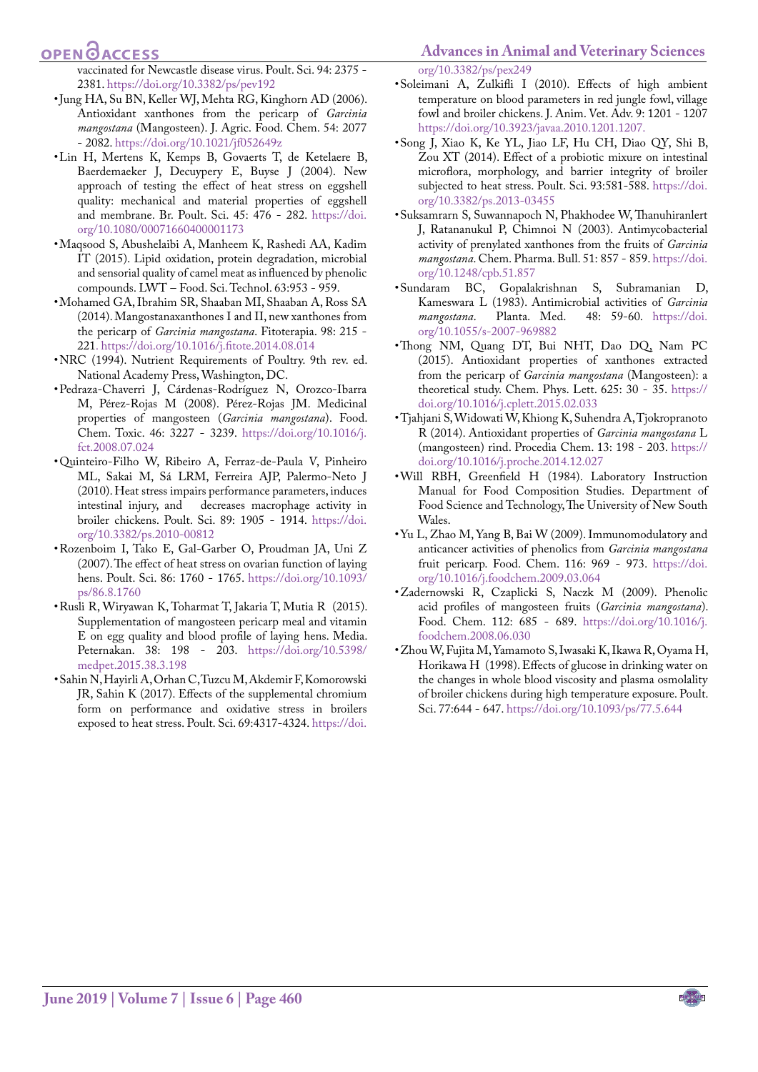vaccinated for Newcastle disease virus. Poult. Sci. 94: 2375 - 2381. https://doi.org/10.3382/ps/pev192

- Jung HA, Su BN, Keller WJ, Mehta RG, Kinghorn AD (2006). Antioxidant xanthones from the pericarp of *Garcinia mangostana* (Mangosteen). J. Agric. Food. Chem. 54: 2077 - 2082. https://doi.org/10.1021/jf052649z
- Lin H, Mertens K, Kemps B, Govaerts T, de Ketelaere B, Baerdemaeker J, Decuypery E, Buyse J (2004). New approach of testing the effect of heat stress on eggshell quality: mechanical and material properties of eggshell and membrane. Br. Poult. Sci. 45: 476 - 282. https://doi.org/10.1080/00071660400001173
- Maqsood S, Abushelaibi A, Manheem K, Rashedi AA, Kadim IT (2015). Lipid oxidation, protein degradation, microbial and sensorial quality of camel meat as influenced by phenolic compounds. LWT – Food. Sci. Technol. 63:953 - 959.
- Mohamed GA, Ibrahim SR, Shaaban MI, Shaaban A, Ross SA (2014). Mangostanaxanthones I and II, new xanthones from the pericarp of *Garcinia mangostana*. Fitoterapia. 98: 215 - 221. https://doi.org/10.1016/j.fitote.2014.08.014
- NRC (1994). Nutrient Requirements of Poultry. 9th rev. ed. National Academy Press, Washington, DC.
- Pedraza-Chaverri J, Cárdenas-Rodríguez N, Orozco-Ibarra M, Pérez-Rojas M (2008). Pérez-Rojas JM. Medicinal properties of mangosteen (*Garcinia mangostana*). Food. Chem. Toxic. 46: 3227 - 3239. https://doi.org/10.1016/j.fct.2008.07.024
- Quinteiro-Filho W, Ribeiro A, Ferraz-de-Paula V, Pinheiro ML, Sakai M, Sá LRM, Ferreira AJP, Palermo-Neto J (2010). Heat stress impairs performance parameters, induces intestinal injury, and decreases macrophage activity in broiler chickens. Poult. Sci. 89: 1905 - 1914. https://doi.org/10.3382/ps.2010-00812
- Rozenboim I, Tako E, Gal-Garber O, Proudman JA, Uni Z (2007). The effect of heat stress on ovarian function of laying hens. Poult. Sci. 86: 1760 - 1765. https://doi.org/10.1093/ps/86.8.1760
- Rusli R, Wiryawan K, Toharmat T, Jakaria T, Mutia R (2015). Supplementation of mangosteen pericarp meal and vitamin E on egg quality and blood profile of laying hens. Media. Peternakan. 38: 198 - 203. https://doi.org/10.5398/medpet.2015.38.3.198
- Sahin N, Hayirli A, Orhan C, Tuzcu M, Akdemir F, Komorowski JR, Sahin K (2017). Effects of the supplemental chromium form on performance and oxidative stress in broilers exposed to heat stress. Poult. Sci. 69:4317-4324. https://doi.org/10.3382/ps/pex249
- Soleimani A, Zulkifli I (2010). Effects of high ambient temperature on blood parameters in red jungle fowl, village fowl and broiler chickens. J. Anim. Vet. Adv. 9: 1201 - 1207 https://doi.org/10.3923/javaa.2010.1201.1207.
- Song J, Xiao K, Ke YL, Jiao LF, Hu CH, Diao QY, Shi B, Zou XT (2014). Effect of a probiotic mixure on intestinal microflora, morphology, and barrier integrity of broiler subjected to heat stress. Poult. Sci. 93:581-588. https://doi.org/10.3382/ps.2013-03455
- Suksamrarn S, Suwannapoch N, Phakhodee W, Thanuhiranlert J, Ratananukul P, Chimnoi N (2003). Antimycobacterial activity of prenylated xanthones from the fruits of *Garcinia mangostana*. Chem. Pharma. Bull. 51: 857 - 859. https://doi.org/10.1248/cpb.51.857
- Sundaram BC, Gopalakrishnan S, Subramanian D, Kameswara L (1983). Antimicrobial activities of *Garcinia mangostana*. Planta. Med. 48: 59-60. https://doi.org/10.1055/s-2007-969882
- Thong NM, Quang DT, Bui NHT, Dao DQ, Nam PC (2015). Antioxidant properties of xanthones extracted from the pericarp of *Garcinia mangostana* (Mangosteen): a theoretical study. Chem. Phys. Lett. 625: 30 - 35. https://doi.org/10.1016/j.cplett.2015.02.033
- Tjahjani S, Widowati W, Khiong K, Suhendra A, Tjokropranoto R (2014). Antioxidant properties of *Garcinia mangostana* L (mangosteen) rind. Procedia Chem. 13: 198 - 203. https://doi.org/10.1016/j.proche.2014.12.027
- Will RBH, Greenfield H (1984). Laboratory Instruction Manual for Food Composition Studies. Department of Food Science and Technology, The University of New South Wales.
- Yu L, Zhao M, Yang B, Bai W (2009). Immunomodulatory and anticancer activities of phenolics from *Garcinia mangostana* fruit pericarp. Food. Chem. 116: 969 - 973. https://doi.org/10.1016/j.foodchem.2009.03.064
- Zadernowski R, Czaplicki S, Naczk M (2009). Phenolic acid profiles of mangosteen fruits (*Garcinia mangostana*). Food. Chem. 112: 685 - 689. https://doi.org/10.1016/j.foodchem.2008.06.030
- Zhou W, Fujita M, Yamamoto S, Iwasaki K, Ikawa R, Oyama H, Horikawa H (1998). Effects of glucose in drinking water on the changes in whole blood viscosity and plasma osmolality of broiler chickens during high temperature exposure. Poult. Sci. 77:644 - 647. https://doi.org/10.1093/ps/77.5.644